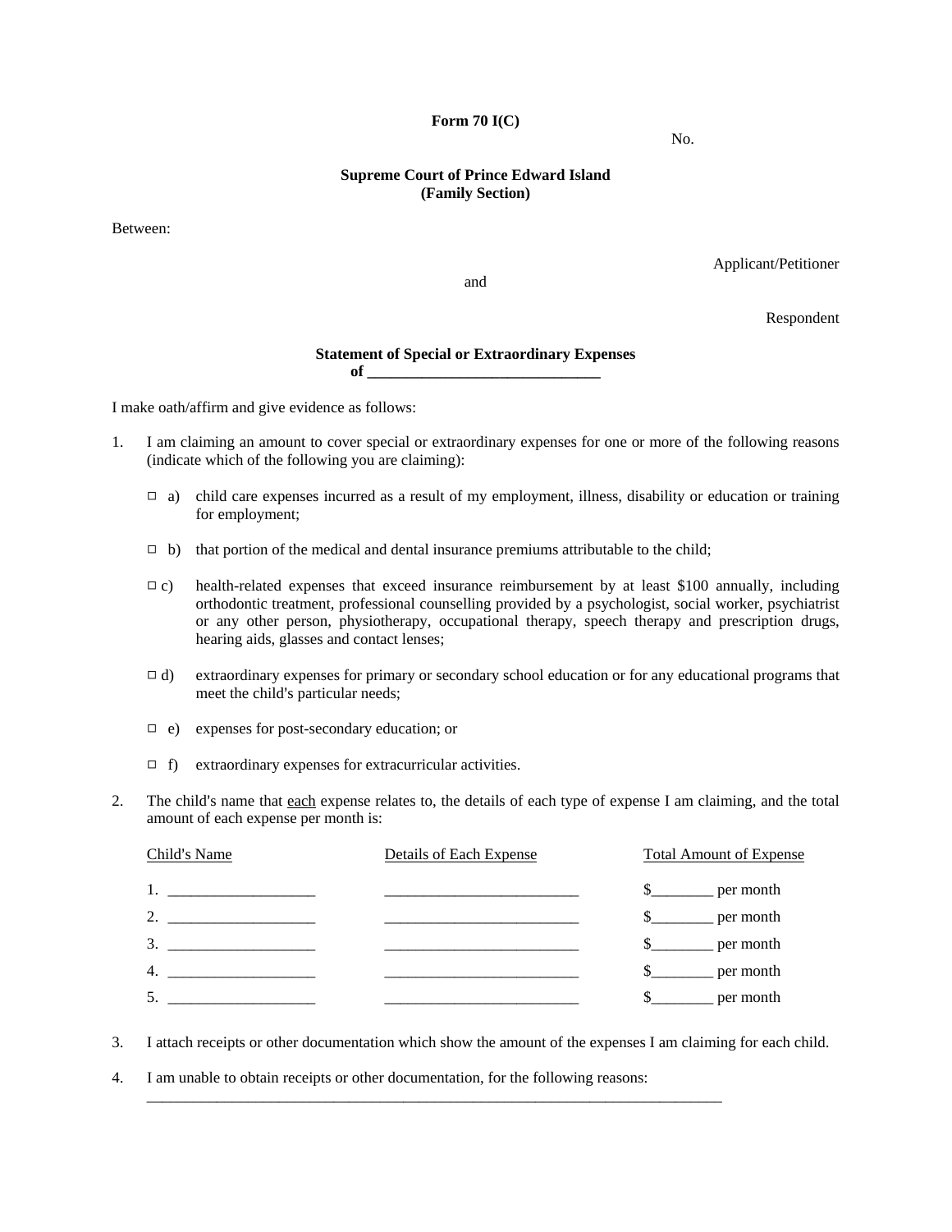**Form 70 I(C)**

No.

**Supreme Court of Prince Edward Island**
**(Family Section)**

Between:

Applicant/Petitioner

and

Respondent

**Statement of Special or Extraordinary Expenses**
**of ______________________________**

I make oath/affirm and give evidence as follows:

1. I am claiming an amount to cover special or extraordinary expenses for one or more of the following reasons (indicate which of the following you are claiming):

   ☐ a) child care expenses incurred as a result of my employment, illness, disability or education or training for employment;

   ☐ b) that portion of the medical and dental insurance premiums attributable to the child;

   ☐ c) health-related expenses that exceed insurance reimbursement by at least $100 annually, including orthodontic treatment, professional counselling provided by a psychologist, social worker, psychiatrist or any other person, physiotherapy, occupational therapy, speech therapy and prescription drugs, hearing aids, glasses and contact lenses;

   ☐ d) extraordinary expenses for primary or secondary school education or for any educational programs that meet the child's particular needs;

   ☐ e) expenses for post-secondary education; or

   ☐ f) extraordinary expenses for extracurricular activities.

2. The child's name that <u>each</u> expense relates to, the details of each type of expense I am claiming, and the total amount of each expense per month is:

| Child's Name | Details of Each Expense | Total Amount of Expense |
|---|---|---|
| 1. ___________________ | __________________________ | $________ per month |
| 2. ___________________ | __________________________ | $________ per month |
| 3. ___________________ | __________________________ | $________ per month |
| 4. ___________________ | __________________________ | $________ per month |
| 5. ___________________ | __________________________ | $________ per month |

3. I attach receipts or other documentation which show the amount of the expenses I am claiming for each child.

4. I am unable to obtain receipts or other documentation, for the following reasons:
   ______________________________________________________________________________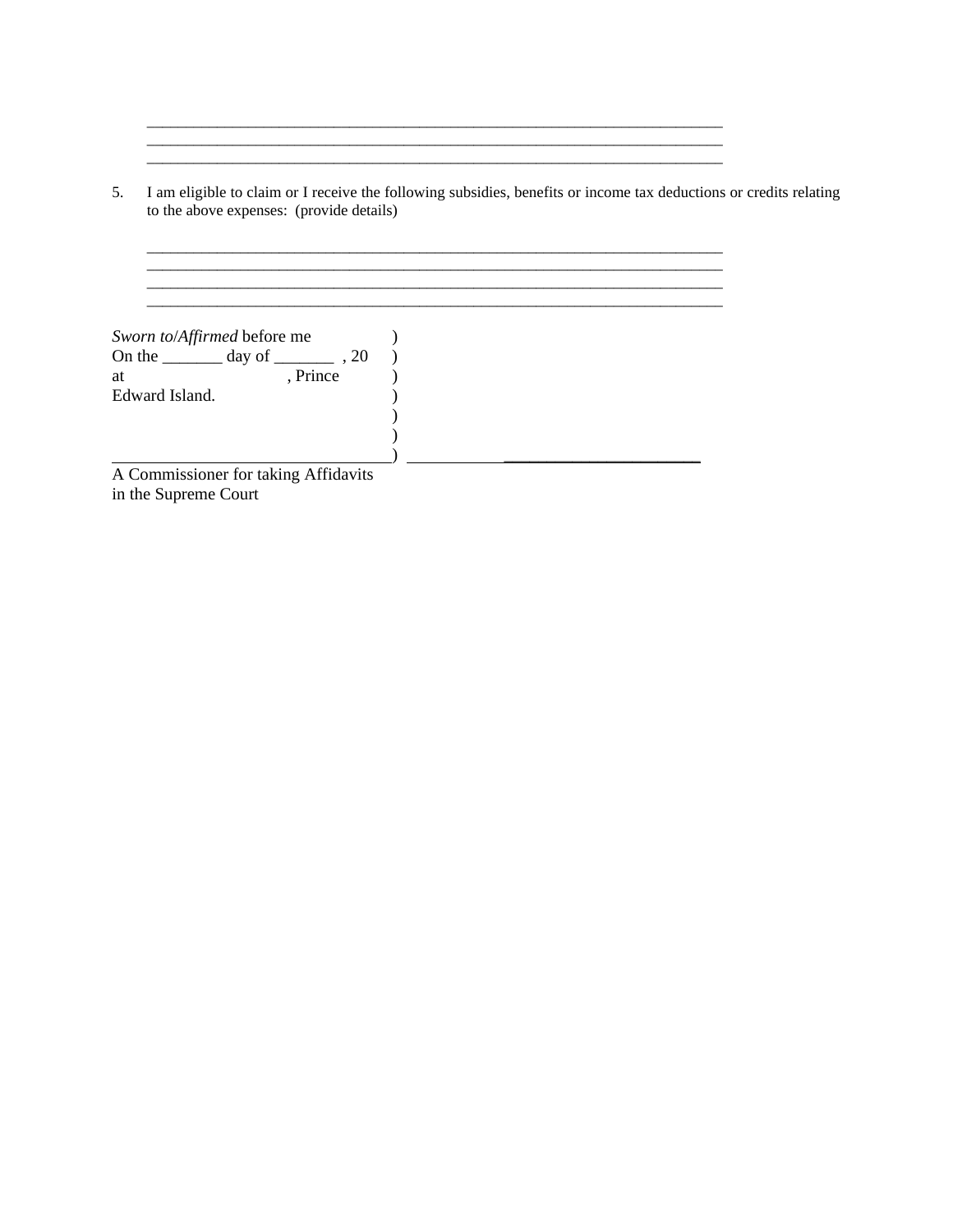____________________________________________________________________________
____________________________________________________________________________
____________________________________________________________________________

5. I am eligible to claim or I receive the following subsidies, benefits or income tax deductions or credits relating to the above expenses: (provide details)

____________________________________________________________________________
____________________________________________________________________________
____________________________________________________________________________
____________________________________________________________________________

| | | |
|---|---|---|
| *Sworn to*/*Affirmed* before me | ) | |
| On the _______ day of _______ , 20 | ) | |
| at , Prince | ) | |
| Edward Island. | ) | |
| | ) | |
| | ) | |
| _________________________________ | ) | _______________________ |
| A Commissioner for taking Affidavits in the Supreme Court | | |